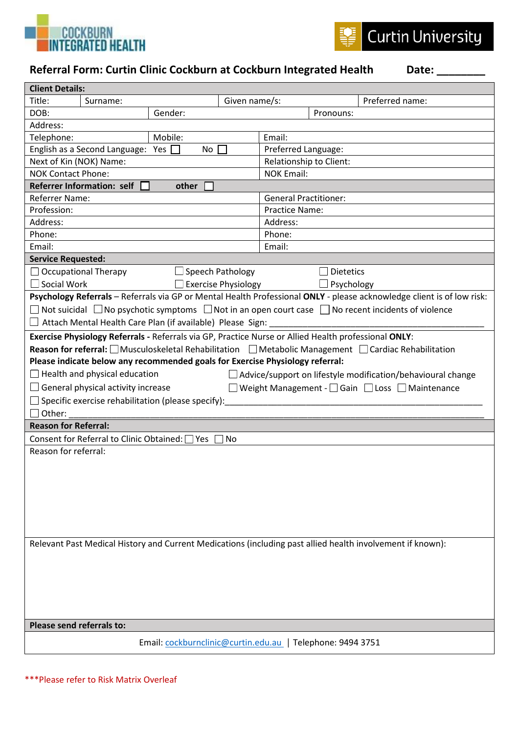COCKBURN INTEGRATED HEALTH

Curtin University

## Referral Form: Curtin Clinic Cockburn at Cockburn Integrated Health

**Date: ________**

| **Client Details:** | | | |
|---|---|---|---|
| Title: | Surname: | Given name/s: | Preferred name: |
| DOB: | Gender: | | Pronouns: |
| Address: | | | |
| Telephone: | Mobile: | Email: | |
| English as a Second Language: Yes ☐ No ☐ | | Preferred Language: | |
| Next of Kin (NOK) Name: | | Relationship to Client: | |
| NOK Contact Phone: | | NOK Email: | |

| **Referrer Information: self ☐ other ☐** | |
|---|---|
| Referrer Name: | General Practitioner: |
| Profession: | Practice Name: |
| Address: | Address: |
| Phone: | Phone: |
| Email: | Email: |

**Service Requested:**

☐ Occupational Therapy ☐ Speech Pathology ☐ Dietetics

☐ Social Work ☐ Exercise Physiology ☐ Psychology

**Psychology Referrals** – Referrals via GP or Mental Health Professional **ONLY** - please acknowledge client is of low risk:

☐ Not suicidal ☐ No psychotic symptoms ☐ Not in an open court case ☐ No recent incidents of violence

☐ Attach Mental Health Care Plan (if available) Please Sign: ______________________________________________

**Exercise Physiology Referrals -** Referrals via GP, Practice Nurse or Allied Health professional **ONLY**:

**Reason for referral:** ☐ Musculoskeletal Rehabilitation ☐ Metabolic Management ☐ Cardiac Rehabilitation

**Please indicate below any recommended goals for Exercise Physiology referral:**

☐ Health and physical education ☐ Advice/support on lifestyle modification/behavioural change

☐ General physical activity increase ☐ Weight Management - ☐ Gain ☐ Loss ☐ Maintenance

☐ Specific exercise rehabilitation (please specify):______________________________________________

☐ Other: ______________________________________________

**Reason for Referral:**

Consent for Referral to Clinic Obtained: ☐ Yes ☐ No

Reason for referral:

Relevant Past Medical History and Current Medications (including past allied health involvement if known):

**Please send referrals to:**

Email: cockburnclinic@curtin.edu.au | Telephone: 9494 3751

***Please refer to Risk Matrix Overleaf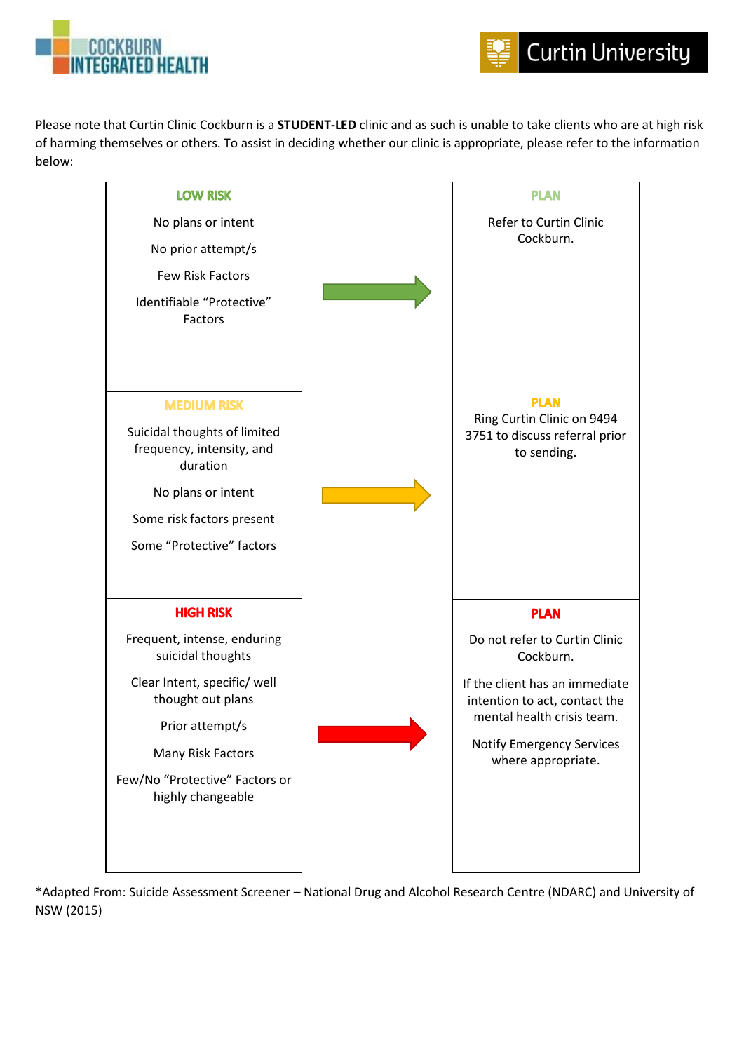Please note that Curtin Clinic Cockburn is a **STUDENT-LED** clinic and as such is unable to take clients who are at high risk of harming themselves or others. To assist in deciding whether our clinic is appropriate, please refer to the information below:

| | |
|---|---|
| **LOW RISK**<br><br>No plans or intent<br><br>No prior attempt/s<br><br>Few Risk Factors<br><br>Identifiable "Protective" Factors | **PLAN**<br><br>Refer to Curtin Clinic Cockburn. |
| **MEDIUM RISK**<br><br>Suicidal thoughts of limited frequency, intensity, and duration<br><br>No plans or intent<br><br>Some risk factors present<br><br>Some "Protective" factors | **PLAN**<br><br>Ring Curtin Clinic on 9494 3751 to discuss referral prior to sending. |
| **HIGH RISK**<br><br>Frequent, intense, enduring suicidal thoughts<br><br>Clear Intent, specific/ well thought out plans<br><br>Prior attempt/s<br><br>Many Risk Factors<br><br>Few/No "Protective" Factors or highly changeable | **PLAN**<br><br>Do not refer to Curtin Clinic Cockburn.<br><br>If the client has an immediate intention to act, contact the mental health crisis team.<br><br>Notify Emergency Services where appropriate. |

*Adapted From: Suicide Assessment Screener – National Drug and Alcohol Research Centre (NDARC) and University of NSW (2015)